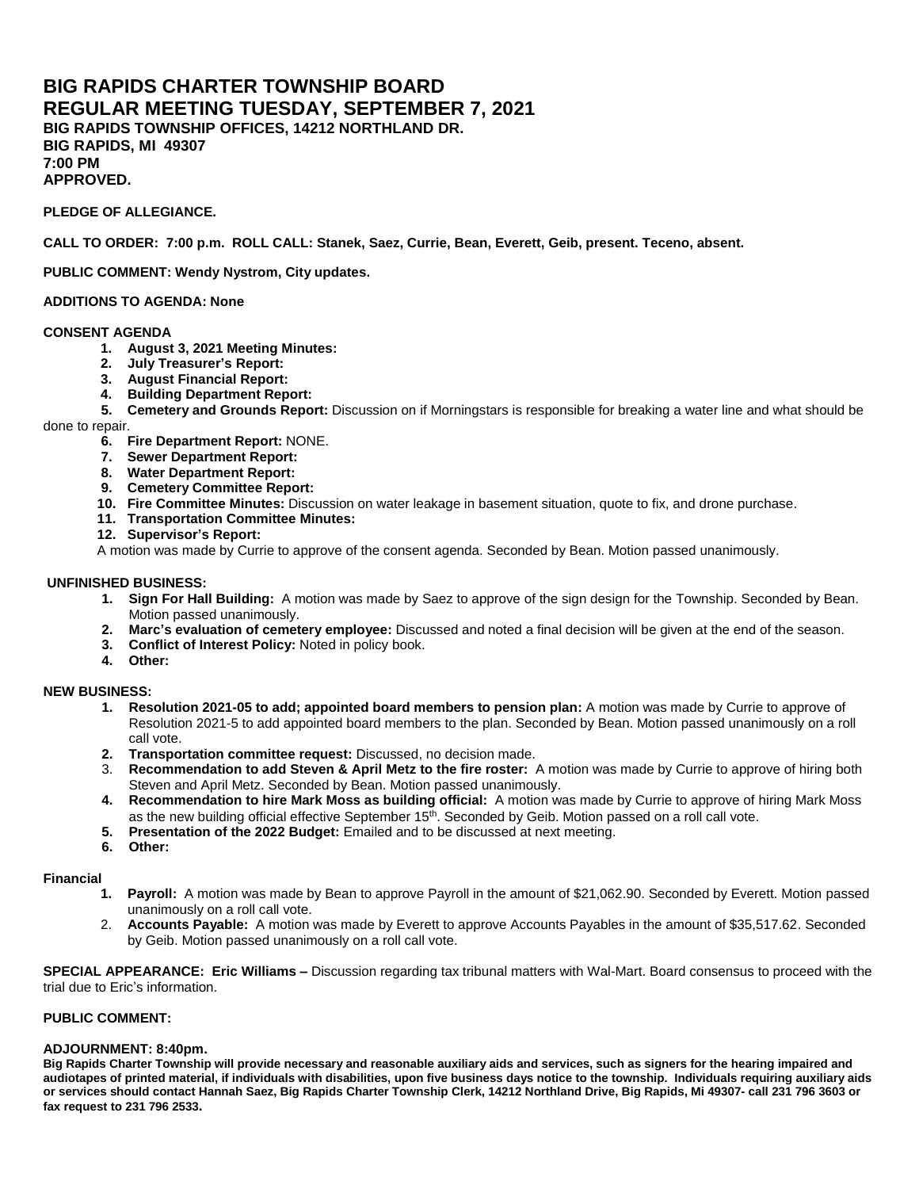# BIG RAPIDS CHARTER TOWNSHIP BOARD
# REGULAR MEETING TUESDAY, SEPTEMBER 7, 2021

**BIG RAPIDS TOWNSHIP OFFICES, 14212 NORTHLAND DR.**
**BIG RAPIDS, MI 49307**
**7:00 PM**
**APPROVED.**

**PLEDGE OF ALLEGIANCE.**

**CALL TO ORDER: 7:00 p.m. ROLL CALL: Stanek, Saez, Currie, Bean, Everett, Geib, present. Teceno, absent.**

**PUBLIC COMMENT: Wendy Nystrom, City updates.**

**ADDITIONS TO AGENDA: None**

**CONSENT AGENDA**

1. **August 3, 2021 Meeting Minutes:**
2. **July Treasurer's Report:**
3. **August Financial Report:**
4. **Building Department Report:**
5. **Cemetery and Grounds Report:** Discussion on if Morningstars is responsible for breaking a water line and what should be done to repair.
6. **Fire Department Report:** NONE.
7. **Sewer Department Report:**
8. **Water Department Report:**
9. **Cemetery Committee Report:**
10. **Fire Committee Minutes:** Discussion on water leakage in basement situation, quote to fix, and drone purchase.
11. **Transportation Committee Minutes:**
12. **Supervisor's Report:**

A motion was made by Currie to approve of the consent agenda. Seconded by Bean. Motion passed unanimously.

**UNFINISHED BUSINESS:**

1. **Sign For Hall Building:** A motion was made by Saez to approve of the sign design for the Township. Seconded by Bean. Motion passed unanimously.
2. **Marc's evaluation of cemetery employee:** Discussed and noted a final decision will be given at the end of the season.
3. **Conflict of Interest Policy:** Noted in policy book.
4. **Other:**

**NEW BUSINESS:**

1. **Resolution 2021-05 to add; appointed board members to pension plan:** A motion was made by Currie to approve of Resolution 2021-5 to add appointed board members to the plan. Seconded by Bean. Motion passed unanimously on a roll call vote.
2. **Transportation committee request:** Discussed, no decision made.
3. **Recommendation to add Steven & April Metz to the fire roster:** A motion was made by Currie to approve of hiring both Steven and April Metz. Seconded by Bean. Motion passed unanimously.
4. **Recommendation to hire Mark Moss as building official:** A motion was made by Currie to approve of hiring Mark Moss as the new building official effective September 15th. Seconded by Geib. Motion passed on a roll call vote.
5. **Presentation of the 2022 Budget:** Emailed and to be discussed at next meeting.
6. **Other:**

**Financial**

1. **Payroll:** A motion was made by Bean to approve Payroll in the amount of $21,062.90. Seconded by Everett. Motion passed unanimously on a roll call vote.
2. **Accounts Payable:** A motion was made by Everett to approve Accounts Payables in the amount of $35,517.62. Seconded by Geib. Motion passed unanimously on a roll call vote.

**SPECIAL APPEARANCE: Eric Williams –** Discussion regarding tax tribunal matters with Wal-Mart. Board consensus to proceed with the trial due to Eric's information.

**PUBLIC COMMENT:**

**ADJOURNMENT: 8:40pm.**

**Big Rapids Charter Township will provide necessary and reasonable auxiliary aids and services, such as signers for the hearing impaired and audiotapes of printed material, if individuals with disabilities, upon five business days notice to the township. Individuals requiring auxiliary aids or services should contact Hannah Saez, Big Rapids Charter Township Clerk, 14212 Northland Drive, Big Rapids, Mi 49307- call 231 796 3603 or fax request to 231 796 2533.**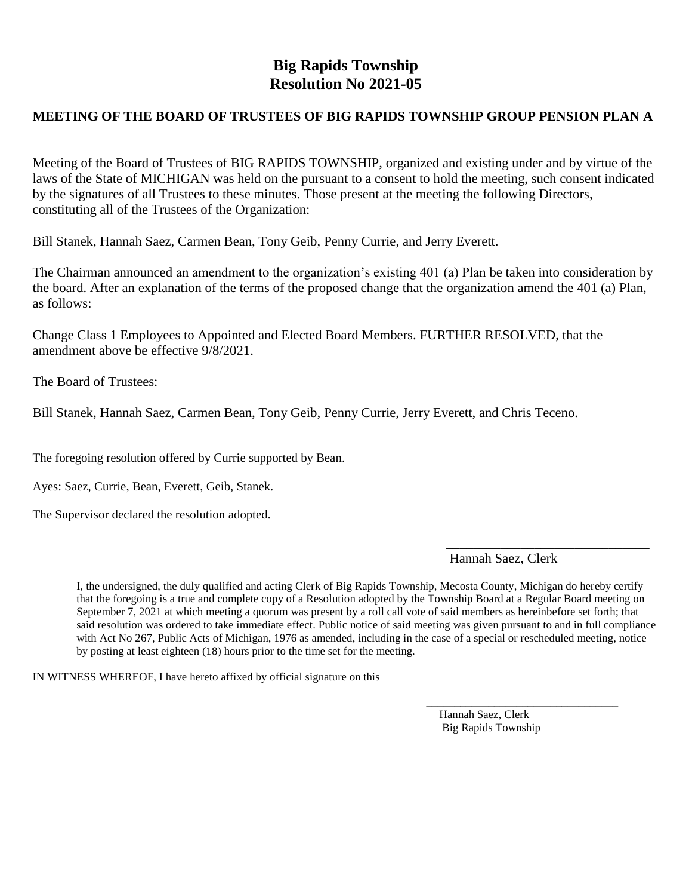# Big Rapids Township
# Resolution No 2021-05

**MEETING OF THE BOARD OF TRUSTEES OF BIG RAPIDS TOWNSHIP GROUP PENSION PLAN A**

Meeting of the Board of Trustees of BIG RAPIDS TOWNSHIP, organized and existing under and by virtue of the laws of the State of MICHIGAN was held on the pursuant to a consent to hold the meeting, such consent indicated by the signatures of all Trustees to these minutes. Those present at the meeting the following Directors, constituting all of the Trustees of the Organization:

Bill Stanek, Hannah Saez, Carmen Bean, Tony Geib, Penny Currie, and Jerry Everett.

The Chairman announced an amendment to the organization's existing 401 (a) Plan be taken into consideration by the board. After an explanation of the terms of the proposed change that the organization amend the 401 (a) Plan, as follows:

Change Class 1 Employees to Appointed and Elected Board Members. FURTHER RESOLVED, that the amendment above be effective 9/8/2021.

The Board of Trustees:

Bill Stanek, Hannah Saez, Carmen Bean, Tony Geib, Penny Currie, Jerry Everett, and Chris Teceno.

The foregoing resolution offered by Currie supported by Bean.

Ayes: Saez, Currie, Bean, Everett, Geib, Stanek.

The Supervisor declared the resolution adopted.

_______________________________
Hannah Saez, Clerk

I, the undersigned, the duly qualified and acting Clerk of Big Rapids Township, Mecosta County, Michigan do hereby certify that the foregoing is a true and complete copy of a Resolution adopted by the Township Board at a Regular Board meeting on September 7, 2021 at which meeting a quorum was present by a roll call vote of said members as hereinbefore set forth; that said resolution was ordered to take immediate effect. Public notice of said meeting was given pursuant to and in full compliance with Act No 267, Public Acts of Michigan, 1976 as amended, including in the case of a special or rescheduled meeting, notice by posting at least eighteen (18) hours prior to the time set for the meeting.

IN WITNESS WHEREOF, I have hereto affixed by official signature on this

_______________________________
Hannah Saez, Clerk
Big Rapids Township